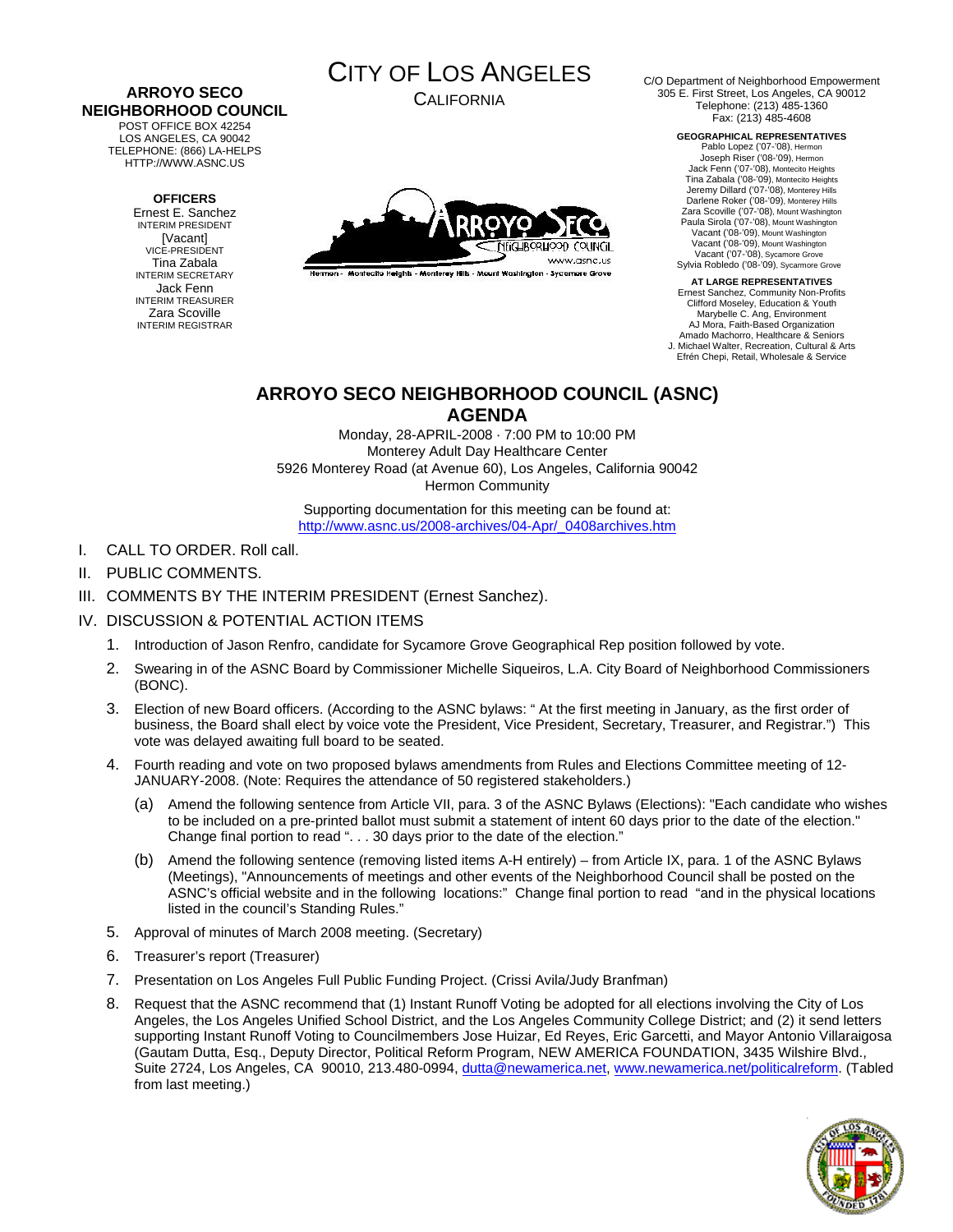**ARROYO SECO NEIGHBORHOOD COUNCIL**
POST OFFICE BOX 42254
LOS ANGELES, CA 90042
TELEPHONE: (866) LA-HELPS
HTTP://WWW.ASNC.US

**OFFICERS**
Ernest E. Sanchez
INTERIM PRESIDENT
[Vacant]
VICE-PRESIDENT
Tina Zabala
INTERIM SECRETARY
Jack Fenn
INTERIM TREASURER
Zara Scoville
INTERIM REGISTRAR

# CITY OF LOS ANGELES
CALIFORNIA

Hermon - Montecito Heights - Monterey Hills - Mount Washington - Sycamore Grove

C/O Department of Neighborhood Empowerment
305 E. First Street, Los Angeles, CA 90012
Telephone: (213) 485-1360
Fax: (213) 485-4608

**GEOGRAPHICAL REPRESENTATIVES**
Pablo Lopez ('07-'08), Hermon
Joseph Riser ('08-'09), Hermon
Jack Fenn ('07-'08), Montecito Heights
Tina Zabala ('08-'09), Montecito Heights
Jeremy Dillard ('07-'08), Monterey Hills
Darlene Roker ('08-'09), Monterey Hills
Zara Scoville ('07-'08), Mount Washington
Paula Sirola ('07-'08), Mount Washington
Vacant ('08-'09), Mount Washington
Vacant ('08-'09), Mount Washington
Vacant ('07-'08), Sycamore Grove
Sylvia Robledo ('08-'09), Sycamore Grove

**AT LARGE REPRESENTATIVES**
Ernest Sanchez, Community Non-Profits
Clifford Moseley, Education & Youth
Marybelle C. Ang, Environment
AJ Mora, Faith-Based Organization
Amado Machorro, Healthcare & Seniors
J. Michael Walter, Recreation, Cultural & Arts
Efrén Chepi, Retail, Wholesale & Service

## ARROYO SECO NEIGHBORHOOD COUNCIL (ASNC) AGENDA

Monday, 28-APRIL-2008 · 7:00 PM to 10:00 PM
Monterey Adult Day Healthcare Center
5926 Monterey Road (at Avenue 60), Los Angeles, California 90042
Hermon Community

Supporting documentation for this meeting can be found at:
http://www.asnc.us/2008-archives/04-Apr/_0408archives.htm

I. CALL TO ORDER. Roll call.

II. PUBLIC COMMENTS.

III. COMMENTS BY THE INTERIM PRESIDENT (Ernest Sanchez).

IV. DISCUSSION & POTENTIAL ACTION ITEMS

1. Introduction of Jason Renfro, candidate for Sycamore Grove Geographical Rep position followed by vote.
2. Swearing in of the ASNC Board by Commissioner Michelle Siqueiros, L.A. City Board of Neighborhood Commissioners (BONC).
3. Election of new Board officers. (According to the ASNC bylaws: " At the first meeting in January, as the first order of business, the Board shall elect by voice vote the President, Vice President, Secretary, Treasurer, and Registrar.") This vote was delayed awaiting full board to be seated.
4. Fourth reading and vote on two proposed bylaws amendments from Rules and Elections Committee meeting of 12-JANUARY-2008. (Note: Requires the attendance of 50 registered stakeholders.)
   (a) Amend the following sentence from Article VII, para. 3 of the ASNC Bylaws (Elections): "Each candidate who wishes to be included on a pre-printed ballot must submit a statement of intent 60 days prior to the date of the election." Change final portion to read ". . . 30 days prior to the date of the election."
   (b) Amend the following sentence (removing listed items A-H entirely) – from Article IX, para. 1 of the ASNC Bylaws (Meetings), "Announcements of meetings and other events of the Neighborhood Council shall be posted on the ASNC's official website and in the following locations:" Change final portion to read "and in the physical locations listed in the council's Standing Rules."
5. Approval of minutes of March 2008 meeting. (Secretary)
6. Treasurer's report (Treasurer)
7. Presentation on Los Angeles Full Public Funding Project. (Crissi Avila/Judy Branfman)
8. Request that the ASNC recommend that (1) Instant Runoff Voting be adopted for all elections involving the City of Los Angeles, the Los Angeles Unified School District, and the Los Angeles Community College District; and (2) it send letters supporting Instant Runoff Voting to Councilmembers Jose Huizar, Ed Reyes, Eric Garcetti, and Mayor Antonio Villaraigosa (Gautam Dutta, Esq., Deputy Director, Political Reform Program, NEW AMERICA FOUNDATION, 3435 Wilshire Blvd., Suite 2724, Los Angeles, CA 90010, 213.480-0994, dutta@newamerica.net, www.newamerica.net/politicalreform. (Tabled from last meeting.)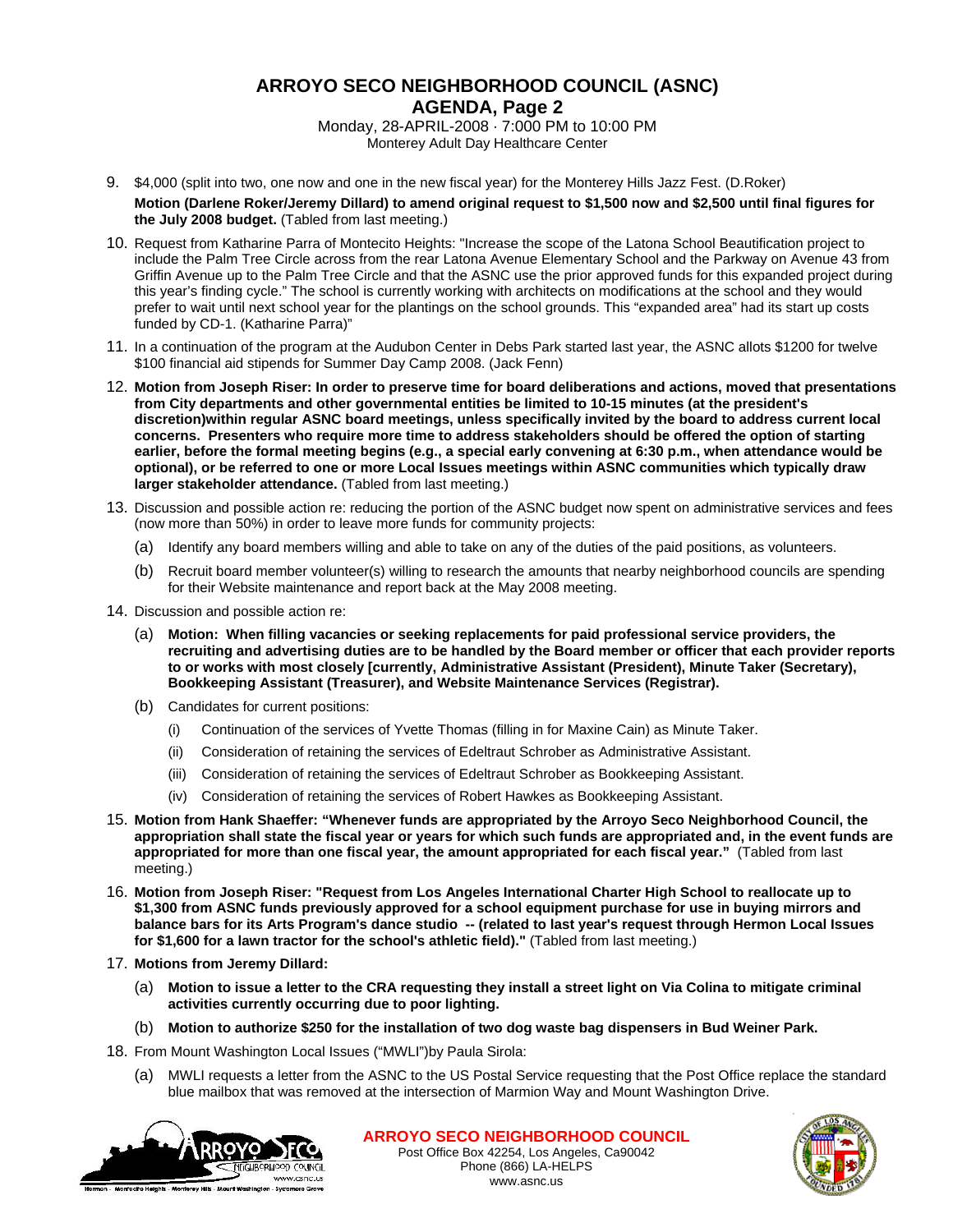# ARROYO SECO NEIGHBORHOOD COUNCIL (ASNC)
## AGENDA, Page 2

Monday, 28-APRIL-2008 · 7:000 PM to 10:00 PM
Monterey Adult Day Healthcare Center

9. $4,000 (split into two, one now and one in the new fiscal year) for the Monterey Hills Jazz Fest. (D.Roker)

   **Motion (Darlene Roker/Jeremy Dillard) to amend original request to $1,500 now and $2,500 until final figures for the July 2008 budget.** (Tabled from last meeting.)

10. Request from Katharine Parra of Montecito Heights: "Increase the scope of the Latona School Beautification project to include the Palm Tree Circle across from the rear Latona Avenue Elementary School and the Parkway on Avenue 43 from Griffin Avenue up to the Palm Tree Circle and that the ASNC use the prior approved funds for this expanded project during this year's finding cycle." The school is currently working with architects on modifications at the school and they would prefer to wait until next school year for the plantings on the school grounds. This "expanded area" had its start up costs funded by CD-1. (Katharine Parra)"

11. In a continuation of the program at the Audubon Center in Debs Park started last year, the ASNC allots $1200 for twelve $100 financial aid stipends for Summer Day Camp 2008. (Jack Fenn)

12. **Motion from Joseph Riser: In order to preserve time for board deliberations and actions, moved that presentations from City departments and other governmental entities be limited to 10-15 minutes (at the president's discretion)within regular ASNC board meetings, unless specifically invited by the board to address current local concerns. Presenters who require more time to address stakeholders should be offered the option of starting earlier, before the formal meeting begins (e.g., a special early convening at 6:30 p.m., when attendance would be optional), or be referred to one or more Local Issues meetings within ASNC communities which typically draw larger stakeholder attendance.** (Tabled from last meeting.)

13. Discussion and possible action re: reducing the portion of the ASNC budget now spent on administrative services and fees (now more than 50%) in order to leave more funds for community projects:
    - (a) Identify any board members willing and able to take on any of the duties of the paid positions, as volunteers.
    - (b) Recruit board member volunteer(s) willing to research the amounts that nearby neighborhood councils are spending for their Website maintenance and report back at the May 2008 meeting.

14. Discussion and possible action re:
    - (a) **Motion: When filling vacancies or seeking replacements for paid professional service providers, the recruiting and advertising duties are to be handled by the Board member or officer that each provider reports to or works with most closely [currently, Administrative Assistant (President), Minute Taker (Secretary), Bookkeeping Assistant (Treasurer), and Website Maintenance Services (Registrar).**
    - (b) Candidates for current positions:
        - (i) Continuation of the services of Yvette Thomas (filling in for Maxine Cain) as Minute Taker.
        - (ii) Consideration of retaining the services of Edeltraut Schrober as Administrative Assistant.
        - (iii) Consideration of retaining the services of Edeltraut Schrober as Bookkeeping Assistant.
        - (iv) Consideration of retaining the services of Robert Hawkes as Bookkeeping Assistant.

15. **Motion from Hank Shaeffer: "Whenever funds are appropriated by the Arroyo Seco Neighborhood Council, the appropriation shall state the fiscal year or years for which such funds are appropriated and, in the event funds are appropriated for more than one fiscal year, the amount appropriated for each fiscal year."** (Tabled from last meeting.)

16. **Motion from Joseph Riser: "Request from Los Angeles International Charter High School to reallocate up to $1,300 from ASNC funds previously approved for a school equipment purchase for use in buying mirrors and balance bars for its Arts Program's dance studio -- (related to last year's request through Hermon Local Issues for $1,600 for a lawn tractor for the school's athletic field)."** (Tabled from last meeting.)

17. **Motions from Jeremy Dillard:**
    - (a) **Motion to issue a letter to the CRA requesting they install a street light on Via Colina to mitigate criminal activities currently occurring due to poor lighting.**
    - (b) **Motion to authorize $250 for the installation of two dog waste bag dispensers in Bud Weiner Park.**

18. From Mount Washington Local Issues ("MWLI")by Paula Sirola:
    - (a) MWLI requests a letter from the ASNC to the US Postal Service requesting that the Post Office replace the standard blue mailbox that was removed at the intersection of Marmion Way and Mount Washington Drive.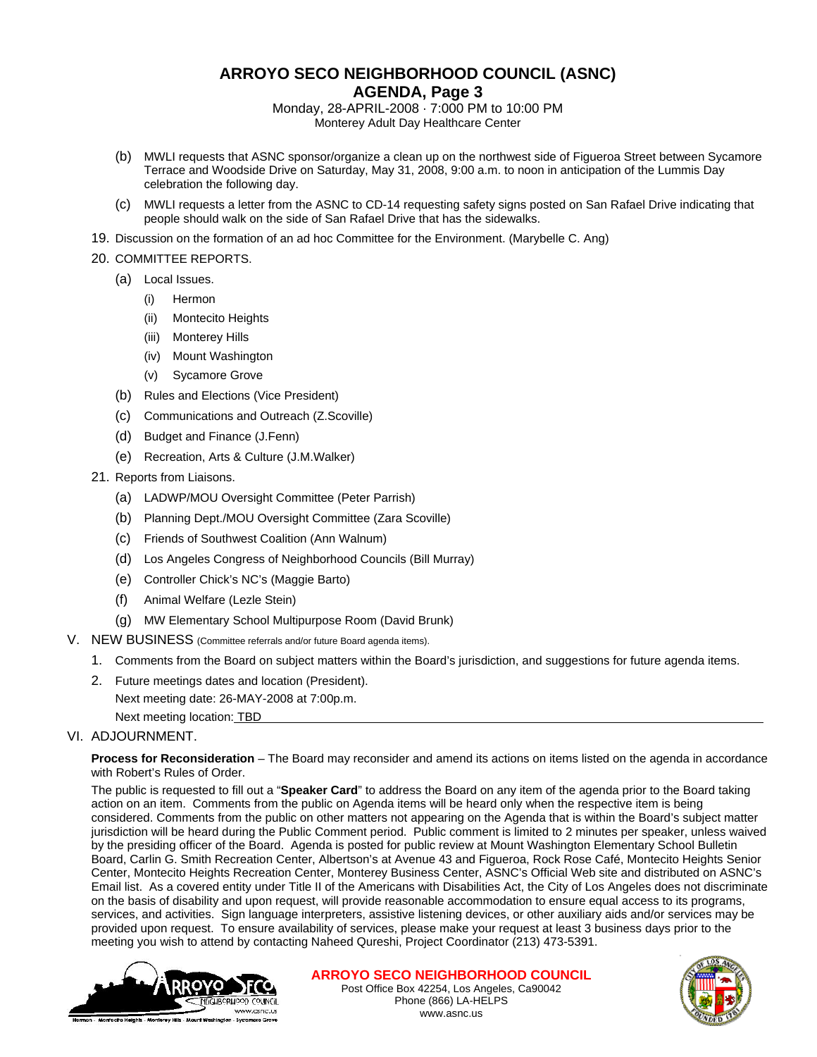(b) MWLI requests that ASNC sponsor/organize a clean up on the northwest side of Figueroa Street between Sycamore Terrace and Woodside Drive on Saturday, May 31, 2008, 9:00 a.m. to noon in anticipation of the Lummis Day celebration the following day.

(c) MWLI requests a letter from the ASNC to CD-14 requesting safety signs posted on San Rafael Drive indicating that people should walk on the side of San Rafael Drive that has the sidewalks.

19. Discussion on the formation of an ad hoc Committee for the Environment. (Marybelle C. Ang)

20. COMMITTEE REPORTS.
    - (a) Local Issues.
        - (i) Hermon
        - (ii) Montecito Heights
        - (iii) Monterey Hills
        - (iv) Mount Washington
        - (v) Sycamore Grove
    - (b) Rules and Elections (Vice President)
    - (c) Communications and Outreach (Z.Scoville)
    - (d) Budget and Finance (J.Fenn)
    - (e) Recreation, Arts & Culture (J.M.Walker)

21. Reports from Liaisons.
    - (a) LADWP/MOU Oversight Committee (Peter Parrish)
    - (b) Planning Dept./MOU Oversight Committee (Zara Scoville)
    - (c) Friends of Southwest Coalition (Ann Walnum)
    - (d) Los Angeles Congress of Neighborhood Councils (Bill Murray)
    - (e) Controller Chick's NC's (Maggie Barto)
    - (f) Animal Welfare (Lezle Stein)
    - (g) MW Elementary School Multipurpose Room (David Brunk)

## V. NEW BUSINESS (Committee referrals and/or future Board agenda items).

1. Comments from the Board on subject matters within the Board's jurisdiction, and suggestions for future agenda items.
2. Future meetings dates and location (President).
   Next meeting date: 26-MAY-2008 at 7:00p.m.
   Next meeting location: TBD

## VI. ADJOURNMENT.

**Process for Reconsideration** – The Board may reconsider and amend its actions on items listed on the agenda in accordance with Robert's Rules of Order.

The public is requested to fill out a "**Speaker Card**" to address the Board on any item of the agenda prior to the Board taking action on an item. Comments from the public on Agenda items will be heard only when the respective item is being considered. Comments from the public on other matters not appearing on the Agenda that is within the Board's subject matter jurisdiction will be heard during the Public Comment period. Public comment is limited to 2 minutes per speaker, unless waived by the presiding officer of the Board. Agenda is posted for public review at Mount Washington Elementary School Bulletin Board, Carlin G. Smith Recreation Center, Albertson's at Avenue 43 and Figueroa, Rock Rose Café, Montecito Heights Senior Center, Montecito Heights Recreation Center, Monterey Business Center, ASNC's Official Web site and distributed on ASNC's Email list. As a covered entity under Title II of the Americans with Disabilities Act, the City of Los Angeles does not discriminate on the basis of disability and upon request, will provide reasonable accommodation to ensure equal access to its programs, services, and activities. Sign language interpreters, assistive listening devices, or other auxiliary aids and/or services may be provided upon request. To ensure availability of services, please make your request at least 3 business days prior to the meeting you wish to attend by contacting Naheed Qureshi, Project Coordinator (213) 473-5391.

**ARROYO SECO NEIGHBORHOOD COUNCIL**
Post Office Box 42254, Los Angeles, Ca90042
Phone (866) LA-HELPS
www.asnc.us